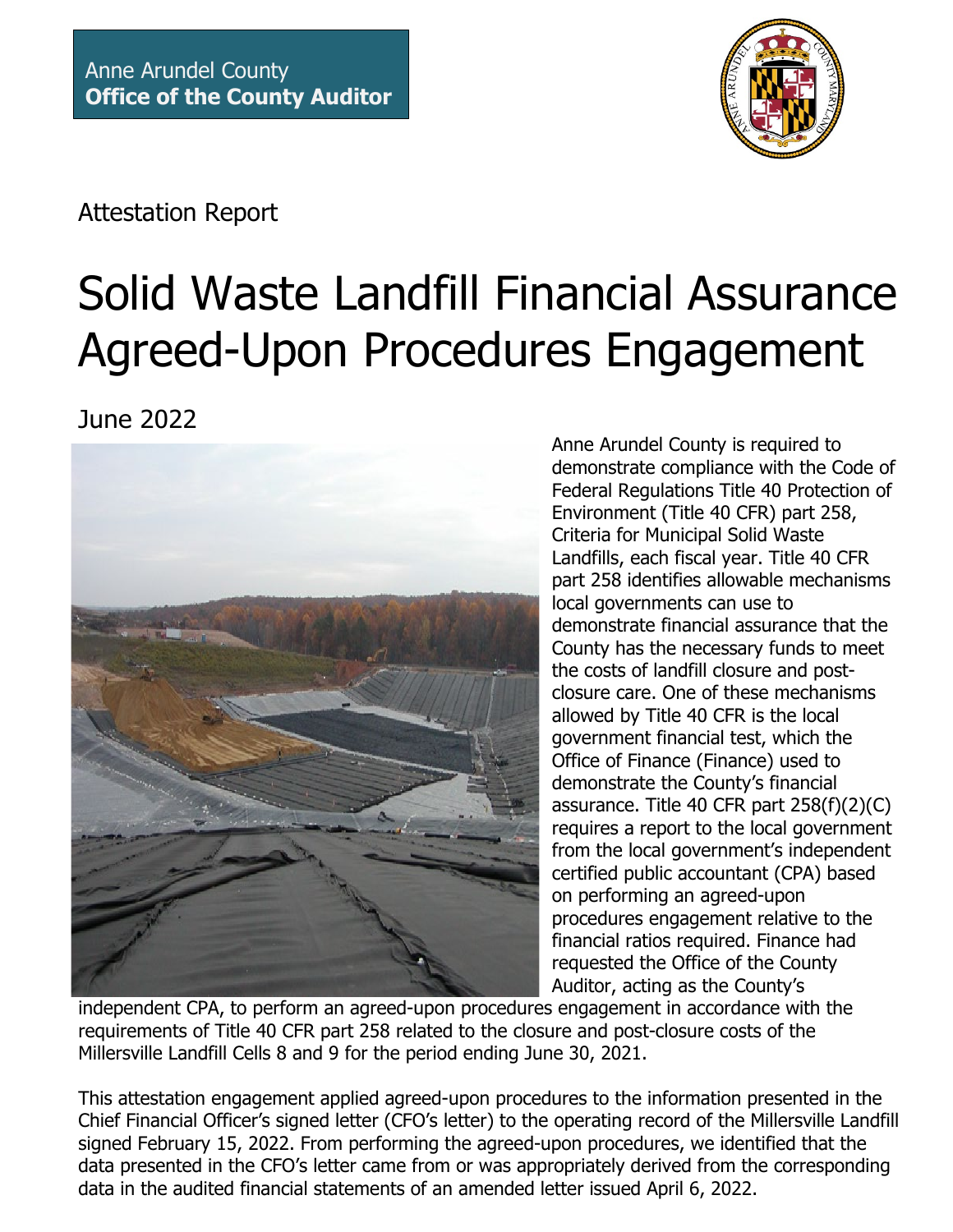Anne Arundel County
**Office of the County Auditor**

Attestation Report

# Solid Waste Landfill Financial Assurance Agreed-Upon Procedures Engagement

June 2022

Anne Arundel County is required to demonstrate compliance with the Code of Federal Regulations Title 40 Protection of Environment (Title 40 CFR) part 258, Criteria for Municipal Solid Waste Landfills, each fiscal year. Title 40 CFR part 258 identifies allowable mechanisms local governments can use to demonstrate financial assurance that the County has the necessary funds to meet the costs of landfill closure and post-closure care. One of these mechanisms allowed by Title 40 CFR is the local government financial test, which the Office of Finance (Finance) used to demonstrate the County's financial assurance. Title 40 CFR part 258(f)(2)(C) requires a report to the local government from the local government's independent certified public accountant (CPA) based on performing an agreed-upon procedures engagement relative to the financial ratios required. Finance had requested the Office of the County Auditor, acting as the County's independent CPA, to perform an agreed-upon procedures engagement in accordance with the requirements of Title 40 CFR part 258 related to the closure and post-closure costs of the Millersville Landfill Cells 8 and 9 for the period ending June 30, 2021.

This attestation engagement applied agreed-upon procedures to the information presented in the Chief Financial Officer's signed letter (CFO's letter) to the operating record of the Millersville Landfill signed February 15, 2022. From performing the agreed-upon procedures, we identified that the data presented in the CFO's letter came from or was appropriately derived from the corresponding data in the audited financial statements of an amended letter issued April 6, 2022.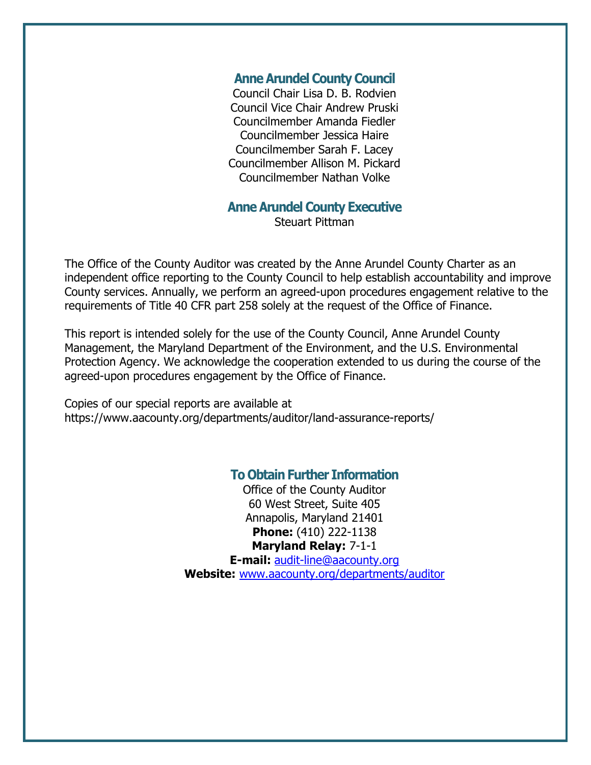## Anne Arundel County Council

Council Chair Lisa D. B. Rodvien
Council Vice Chair Andrew Pruski
Councilmember Amanda Fiedler
Councilmember Jessica Haire
Councilmember Sarah F. Lacey
Councilmember Allison M. Pickard
Councilmember Nathan Volke

## Anne Arundel County Executive

Steuart Pittman

The Office of the County Auditor was created by the Anne Arundel County Charter as an independent office reporting to the County Council to help establish accountability and improve County services. Annually, we perform an agreed-upon procedures engagement relative to the requirements of Title 40 CFR part 258 solely at the request of the Office of Finance.

This report is intended solely for the use of the County Council, Anne Arundel County Management, the Maryland Department of the Environment, and the U.S. Environmental Protection Agency. We acknowledge the cooperation extended to us during the course of the agreed-upon procedures engagement by the Office of Finance.

Copies of our special reports are available at
https://www.aacounty.org/departments/auditor/land-assurance-reports/

## To Obtain Further Information

Office of the County Auditor
60 West Street, Suite 405
Annapolis, Maryland 21401
**Phone:** (410) 222-1138
**Maryland Relay:** 7-1-1
**E-mail:** audit-line@aacounty.org
**Website:** www.aacounty.org/departments/auditor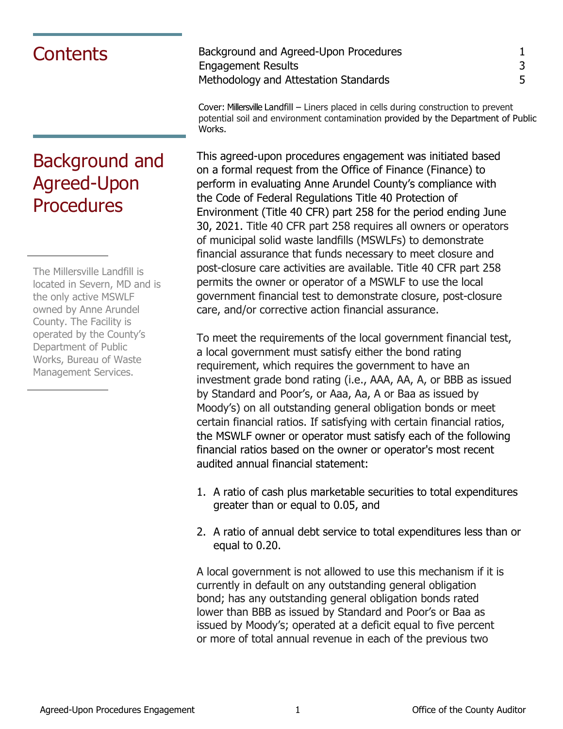# Contents

| | |
|---|---|
| Background and Agreed-Upon Procedures | 1 |
| Engagement Results | 3 |
| Methodology and Attestation Standards | 5 |

Cover: Millersville Landfill – Liners placed in cells during construction to prevent potential soil and environment contamination provided by the Department of Public Works.

# Background and Agreed-Upon Procedures

The Millersville Landfill is located in Severn, MD and is the only active MSWLF owned by Anne Arundel County. The Facility is operated by the County's Department of Public Works, Bureau of Waste Management Services.

This agreed-upon procedures engagement was initiated based on a formal request from the Office of Finance (Finance) to perform in evaluating Anne Arundel County's compliance with the Code of Federal Regulations Title 40 Protection of Environment (Title 40 CFR) part 258 for the period ending June 30, 2021. Title 40 CFR part 258 requires all owners or operators of municipal solid waste landfills (MSWLFs) to demonstrate financial assurance that funds necessary to meet closure and post-closure care activities are available. Title 40 CFR part 258 permits the owner or operator of a MSWLF to use the local government financial test to demonstrate closure, post-closure care, and/or corrective action financial assurance.

To meet the requirements of the local government financial test, a local government must satisfy either the bond rating requirement, which requires the government to have an investment grade bond rating (i.e., AAA, AA, A, or BBB as issued by Standard and Poor's, or Aaa, Aa, A or Baa as issued by Moody's) on all outstanding general obligation bonds or meet certain financial ratios. If satisfying with certain financial ratios, the MSWLF owner or operator must satisfy each of the following financial ratios based on the owner or operator's most recent audited annual financial statement:

1. A ratio of cash plus marketable securities to total expenditures greater than or equal to 0.05, and
2. A ratio of annual debt service to total expenditures less than or equal to 0.20.

A local government is not allowed to use this mechanism if it is currently in default on any outstanding general obligation bond; has any outstanding general obligation bonds rated lower than BBB as issued by Standard and Poor's or Baa as issued by Moody's; operated at a deficit equal to five percent or more of total annual revenue in each of the previous two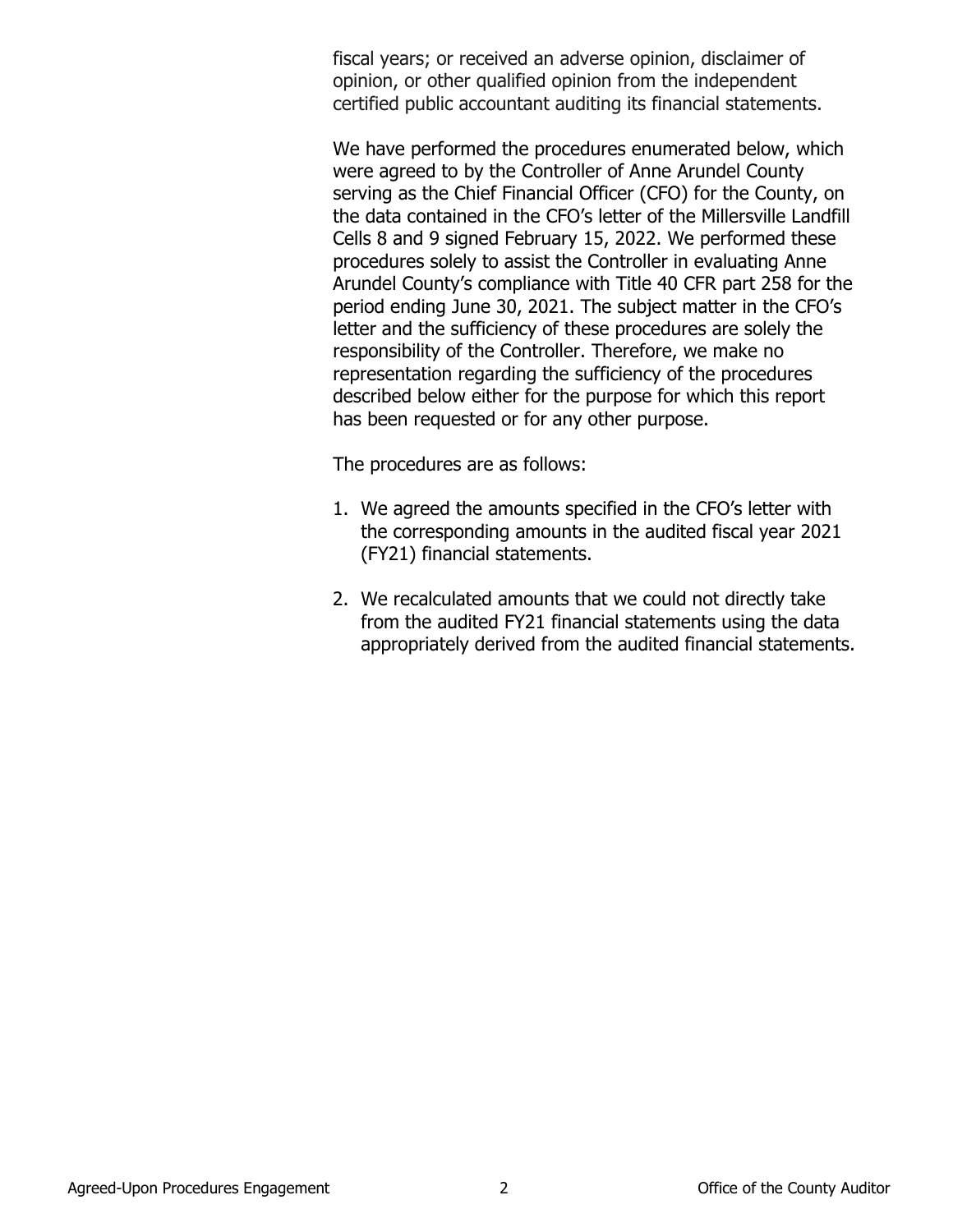fiscal years; or received an adverse opinion, disclaimer of opinion, or other qualified opinion from the independent certified public accountant auditing its financial statements.

We have performed the procedures enumerated below, which were agreed to by the Controller of Anne Arundel County serving as the Chief Financial Officer (CFO) for the County, on the data contained in the CFO's letter of the Millersville Landfill Cells 8 and 9 signed February 15, 2022. We performed these procedures solely to assist the Controller in evaluating Anne Arundel County's compliance with Title 40 CFR part 258 for the period ending June 30, 2021. The subject matter in the CFO's letter and the sufficiency of these procedures are solely the responsibility of the Controller. Therefore, we make no representation regarding the sufficiency of the procedures described below either for the purpose for which this report has been requested or for any other purpose.

The procedures are as follows:

1. We agreed the amounts specified in the CFO's letter with the corresponding amounts in the audited fiscal year 2021 (FY21) financial statements.

2. We recalculated amounts that we could not directly take from the audited FY21 financial statements using the data appropriately derived from the audited financial statements.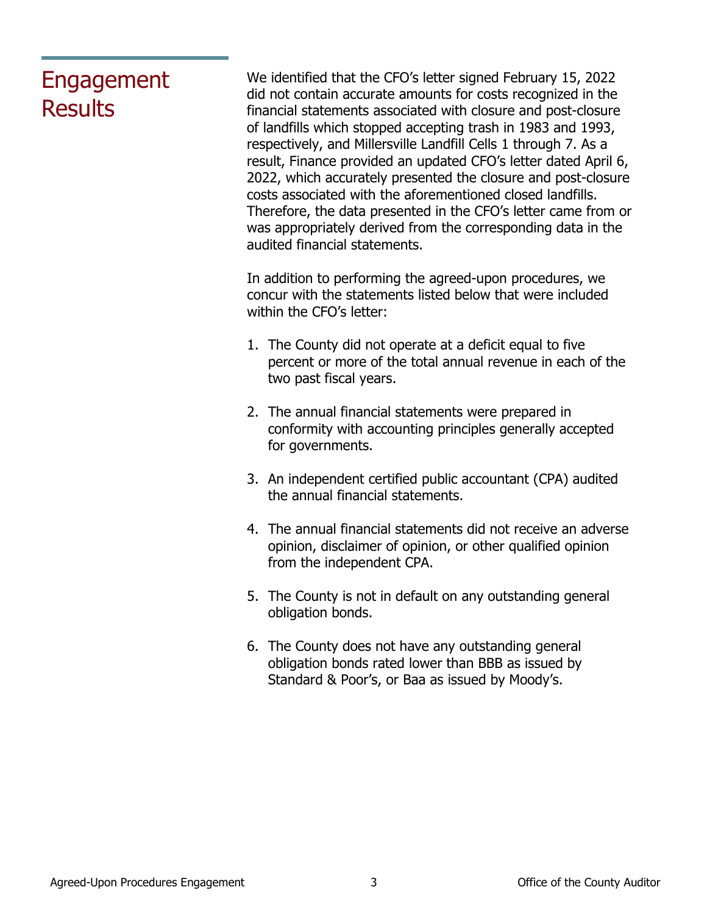## Engagement Results

We identified that the CFO's letter signed February 15, 2022 did not contain accurate amounts for costs recognized in the financial statements associated with closure and post-closure of landfills which stopped accepting trash in 1983 and 1993, respectively, and Millersville Landfill Cells 1 through 7. As a result, Finance provided an updated CFO's letter dated April 6, 2022, which accurately presented the closure and post-closure costs associated with the aforementioned closed landfills. Therefore, the data presented in the CFO's letter came from or was appropriately derived from the corresponding data in the audited financial statements.

In addition to performing the agreed-upon procedures, we concur with the statements listed below that were included within the CFO's letter:

1. The County did not operate at a deficit equal to five percent or more of the total annual revenue in each of the two past fiscal years.

2. The annual financial statements were prepared in conformity with accounting principles generally accepted for governments.

3. An independent certified public accountant (CPA) audited the annual financial statements.

4. The annual financial statements did not receive an adverse opinion, disclaimer of opinion, or other qualified opinion from the independent CPA.

5. The County is not in default on any outstanding general obligation bonds.

6. The County does not have any outstanding general obligation bonds rated lower than BBB as issued by Standard & Poor's, or Baa as issued by Moody's.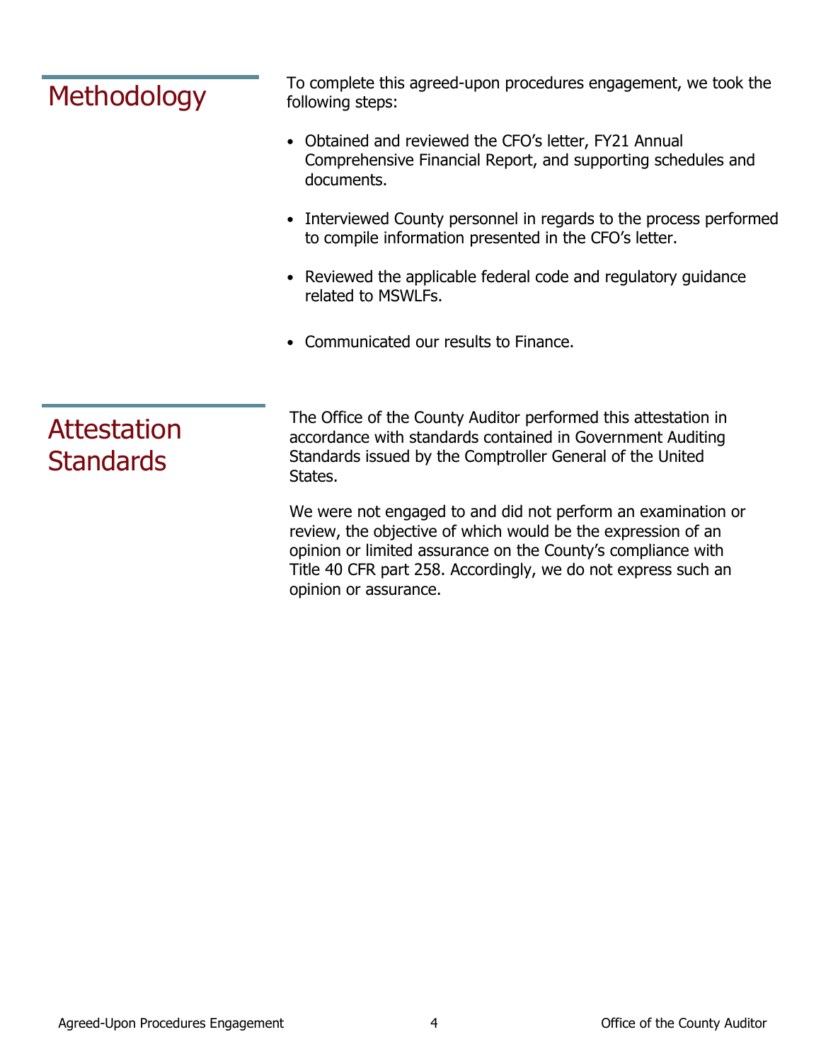## Methodology

To complete this agreed-upon procedures engagement, we took the following steps:

- Obtained and reviewed the CFO's letter, FY21 Annual Comprehensive Financial Report, and supporting schedules and documents.
- Interviewed County personnel in regards to the process performed to compile information presented in the CFO's letter.
- Reviewed the applicable federal code and regulatory guidance related to MSWLFs.
- Communicated our results to Finance.

## Attestation Standards

The Office of the County Auditor performed this attestation in accordance with standards contained in Government Auditing Standards issued by the Comptroller General of the United States.

We were not engaged to and did not perform an examination or review, the objective of which would be the expression of an opinion or limited assurance on the County's compliance with Title 40 CFR part 258. Accordingly, we do not express such an opinion or assurance.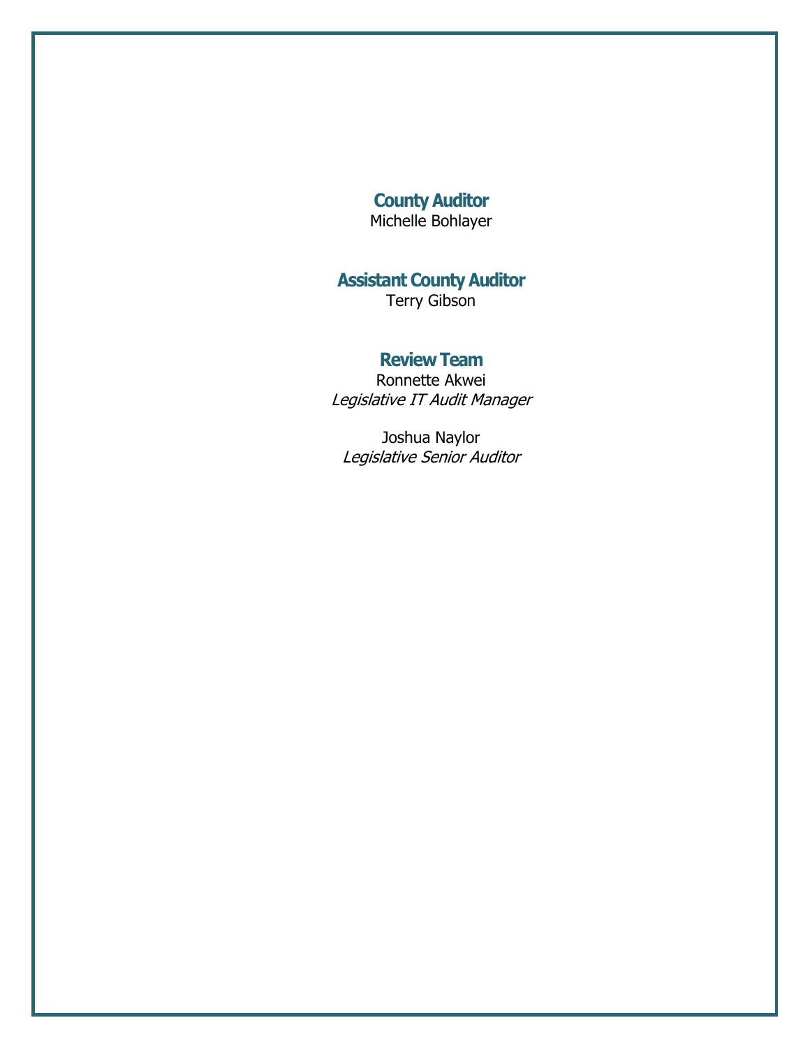## County Auditor

Michelle Bohlayer

## Assistant County Auditor

Terry Gibson

## Review Team

Ronnette Akwei
*Legislative IT Audit Manager*

Joshua Naylor
*Legislative Senior Auditor*